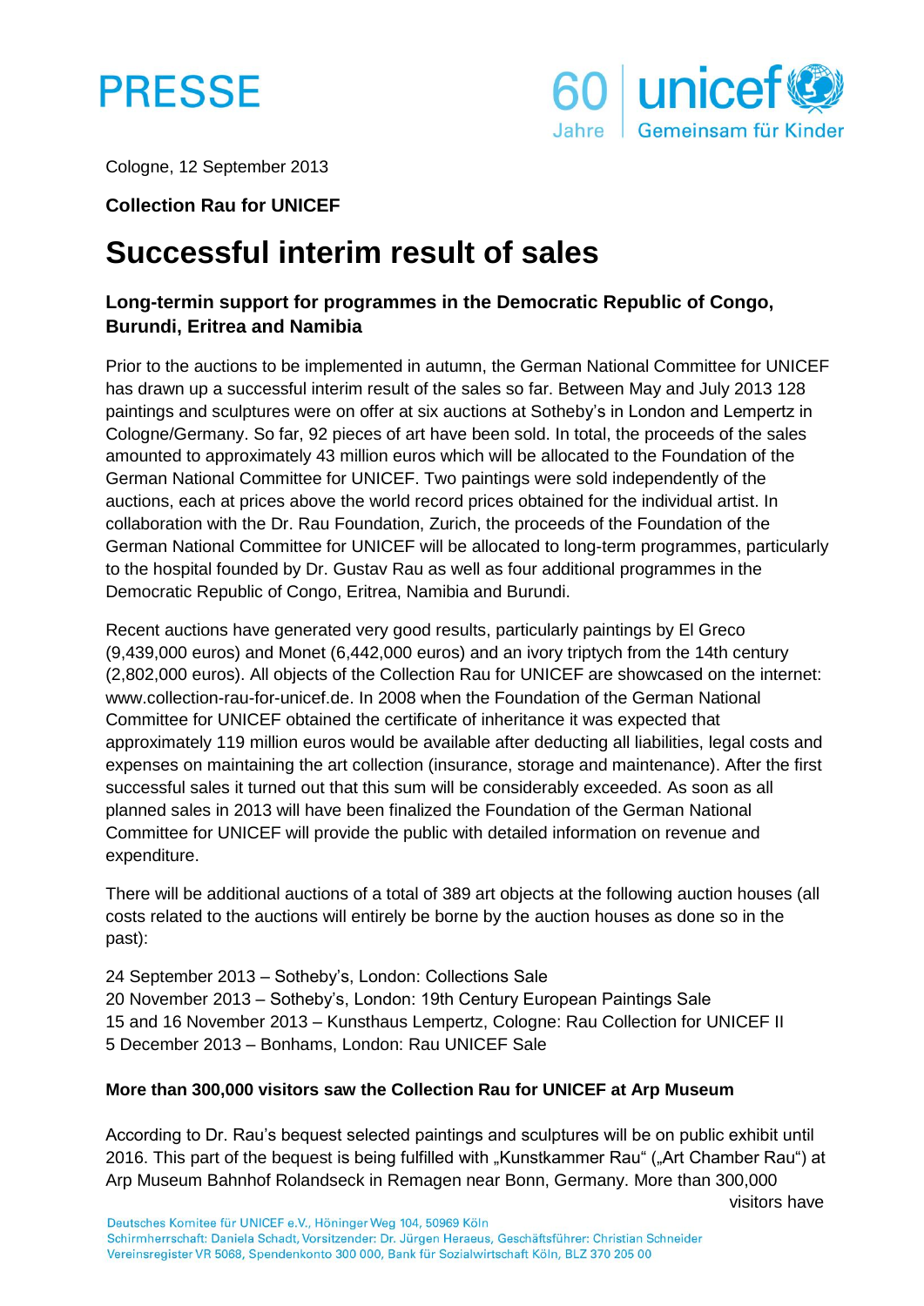PRESSE

Cologne, 12 September 2013

**Collection Rau for UNICEF**

# Successful interim result of sales

### Long-termin support for programmes in the Democratic Republic of Congo, Burundi, Eritrea and Namibia

Prior to the auctions to be implemented in autumn, the German National Committee for UNICEF has drawn up a successful interim result of the sales so far. Between May and July 2013 128 paintings and sculptures were on offer at six auctions at Sotheby's in London and Lempertz in Cologne/Germany. So far, 92 pieces of art have been sold. In total, the proceeds of the sales amounted to approximately 43 million euros which will be allocated to the Foundation of the German National Committee for UNICEF. Two paintings were sold independently of the auctions, each at prices above the world record prices obtained for the individual artist. In collaboration with the Dr. Rau Foundation, Zurich, the proceeds of the Foundation of the German National Committee for UNICEF will be allocated to long-term programmes, particularly to the hospital founded by Dr. Gustav Rau as well as four additional programmes in the Democratic Republic of Congo, Eritrea, Namibia and Burundi.

Recent auctions have generated very good results, particularly paintings by El Greco (9,439,000 euros) and Monet (6,442,000 euros) and an ivory triptych from the 14th century (2,802,000 euros). All objects of the Collection Rau for UNICEF are showcased on the internet: www.collection-rau-for-unicef.de. In 2008 when the Foundation of the German National Committee for UNICEF obtained the certificate of inheritance it was expected that approximately 119 million euros would be available after deducting all liabilities, legal costs and expenses on maintaining the art collection (insurance, storage and maintenance). After the first successful sales it turned out that this sum will be considerably exceeded. As soon as all planned sales in 2013 will have been finalized the Foundation of the German National Committee for UNICEF will provide the public with detailed information on revenue and expenditure.

There will be additional auctions of a total of 389 art objects at the following auction houses (all costs related to the auctions will entirely be borne by the auction houses as done so in the past):

24 September 2013 – Sotheby's, London: Collections Sale
20 November 2013 – Sotheby's, London: 19th Century European Paintings Sale
15 and 16 November 2013 – Kunsthaus Lempertz, Cologne: Rau Collection for UNICEF II
5 December 2013 – Bonhams, London: Rau UNICEF Sale

**More than 300,000 visitors saw the Collection Rau for UNICEF at Arp Museum**

According to Dr. Rau's bequest selected paintings and sculptures will be on public exhibit until 2016. This part of the bequest is being fulfilled with „Kunstkammer Rau" („Art Chamber Rau") at Arp Museum Bahnhof Rolandseck in Remagen near Bonn, Germany. More than 300,000 visitors have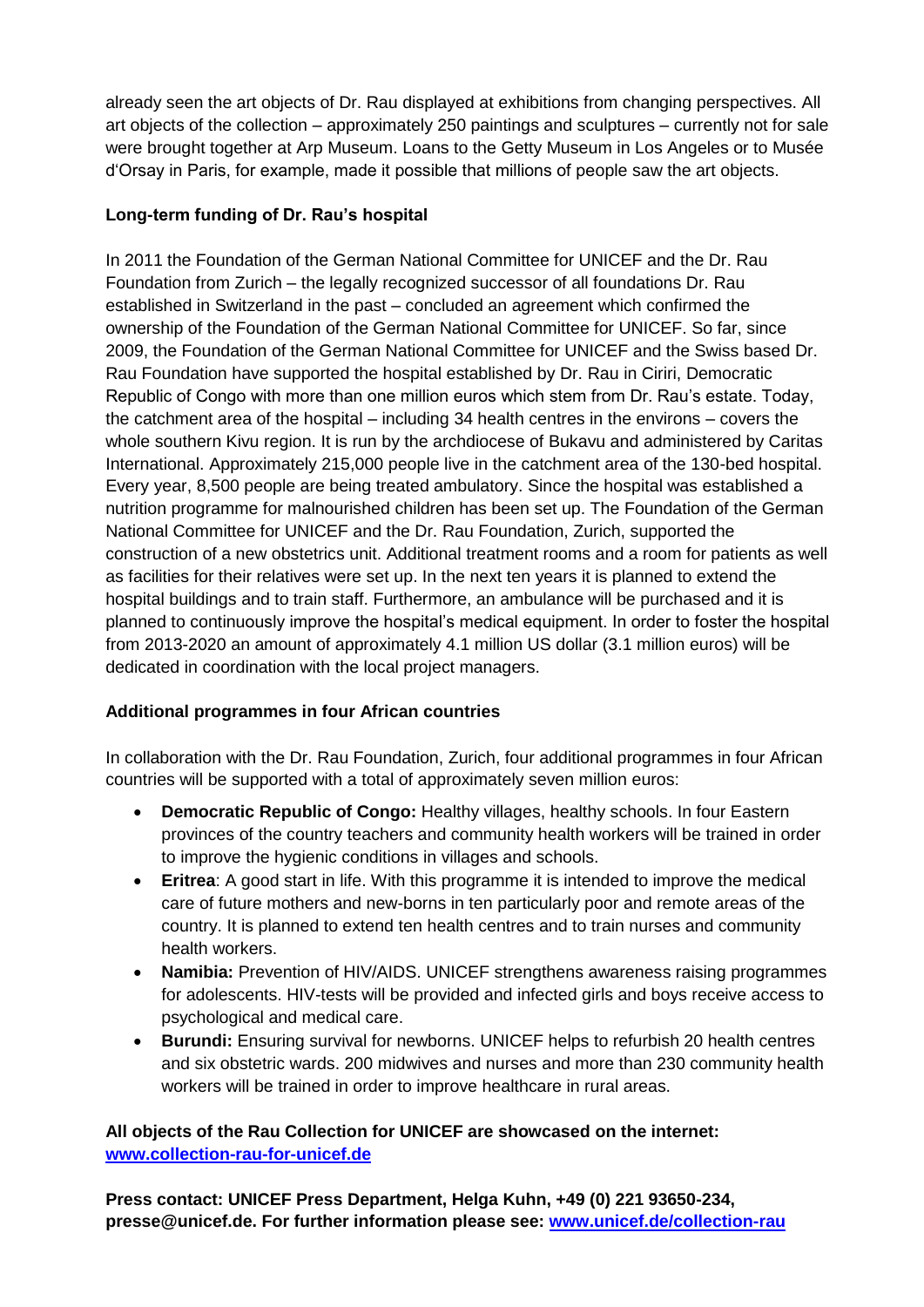already seen the art objects of Dr. Rau displayed at exhibitions from changing perspectives. All art objects of the collection – approximately 250 paintings and sculptures – currently not for sale were brought together at Arp Museum. Loans to the Getty Museum in Los Angeles or to Musée d'Orsay in Paris, for example, made it possible that millions of people saw the art objects.

**Long-term funding of Dr. Rau's hospital**

In 2011 the Foundation of the German National Committee for UNICEF and the Dr. Rau Foundation from Zurich – the legally recognized successor of all foundations Dr. Rau established in Switzerland in the past – concluded an agreement which confirmed the ownership of the Foundation of the German National Committee for UNICEF. So far, since 2009, the Foundation of the German National Committee for UNICEF and the Swiss based Dr. Rau Foundation have supported the hospital established by Dr. Rau in Ciriri, Democratic Republic of Congo with more than one million euros which stem from Dr. Rau's estate. Today, the catchment area of the hospital – including 34 health centres in the environs – covers the whole southern Kivu region. It is run by the archdiocese of Bukavu and administered by Caritas International. Approximately 215,000 people live in the catchment area of the 130-bed hospital. Every year, 8,500 people are being treated ambulatory. Since the hospital was established a nutrition programme for malnourished children has been set up. The Foundation of the German National Committee for UNICEF and the Dr. Rau Foundation, Zurich, supported the construction of a new obstetrics unit. Additional treatment rooms and a room for patients as well as facilities for their relatives were set up. In the next ten years it is planned to extend the hospital buildings and to train staff. Furthermore, an ambulance will be purchased and it is planned to continuously improve the hospital's medical equipment. In order to foster the hospital from 2013-2020 an amount of approximately 4.1 million US dollar (3.1 million euros) will be dedicated in coordination with the local project managers.

**Additional programmes in four African countries**

In collaboration with the Dr. Rau Foundation, Zurich, four additional programmes in four African countries will be supported with a total of approximately seven million euros:

- **Democratic Republic of Congo:** Healthy villages, healthy schools. In four Eastern provinces of the country teachers and community health workers will be trained in order to improve the hygienic conditions in villages and schools.
- **Eritrea**: A good start in life. With this programme it is intended to improve the medical care of future mothers and new-borns in ten particularly poor and remote areas of the country. It is planned to extend ten health centres and to train nurses and community health workers.
- **Namibia:** Prevention of HIV/AIDS. UNICEF strengthens awareness raising programmes for adolescents. HIV-tests will be provided and infected girls and boys receive access to psychological and medical care.
- **Burundi:** Ensuring survival for newborns. UNICEF helps to refurbish 20 health centres and six obstetric wards. 200 midwives and nurses and more than 230 community health workers will be trained in order to improve healthcare in rural areas.

**All objects of the Rau Collection for UNICEF are showcased on the internet: [www.collection-rau-for-unicef.de](www.collection-rau-for-unicef.de)**

**Press contact: UNICEF Press Department, Helga Kuhn, +49 (0) 221 93650-234, presse@unicef.de. For further information please see: [www.unicef.de/collection-rau](www.unicef.de/collection-rau)**